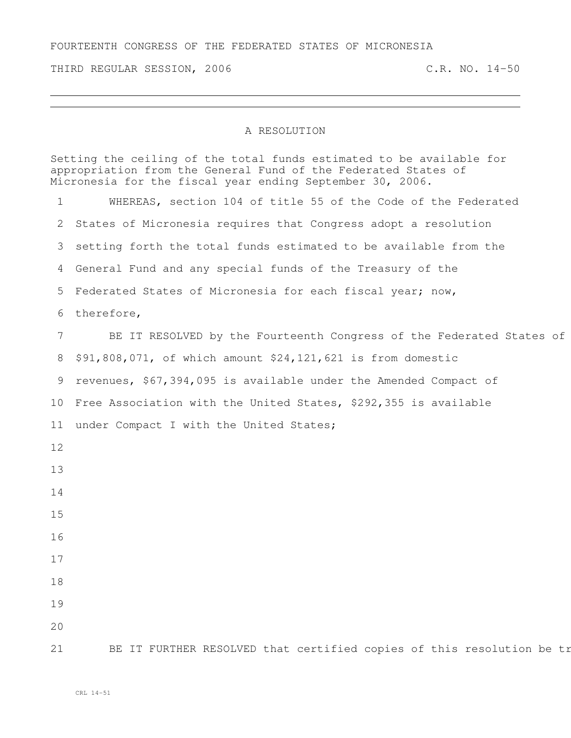FOURTEENTH CONGRESS OF THE FEDERATED STATES OF MICRONESIA

THIRD REGULAR SESSION, 2006 C.R. NO. 14-50

# A RESOLUTION

Setting the ceiling of the total funds estimated to be available for appropriation from the General Fund of the Federated States of Micronesia for the fiscal year ending September 30, 2006.

1 WHEREAS, section 104 of title 55 of the Code of the Federated
2 States of Micronesia requires that Congress adopt a resolution
3 setting forth the total funds estimated to be available from the
4 General Fund and any special funds of the Treasury of the
5 Federated States of Micronesia for each fiscal year; now,
6 therefore,
7 BE IT RESOLVED by the Fourteenth Congress of the Federated States of
8 $91,808,071, of which amount $24,121,621 is from domestic
9 revenues, $67,394,095 is available under the Amended Compact of
10 Free Association with the United States, $292,355 is available
11 under Compact I with the United States;
12
13
14
15
16
17
18
19
20
21 BE IT FURTHER RESOLVED that certified copies of this resolution be tr

CRL 14-51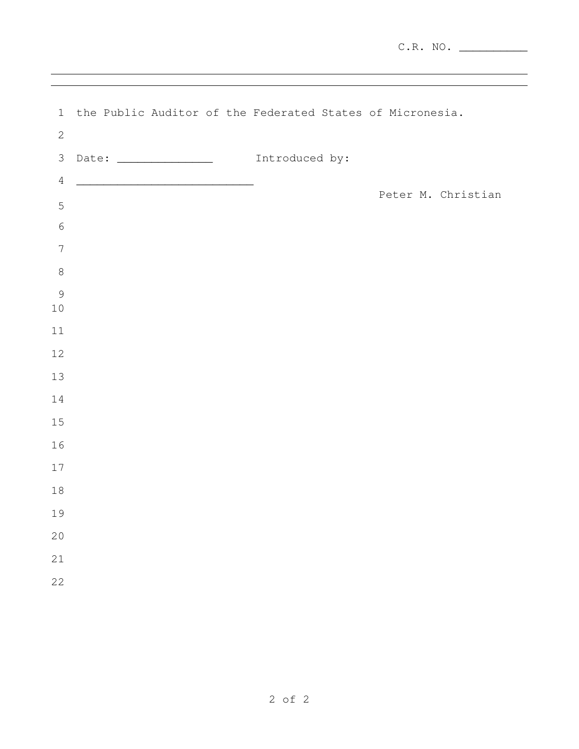C.R. NO. __________

the Public Auditor of the Federated States of Micronesia.

Date: ______________ Introduced by:

__________________________

Peter M. Christian